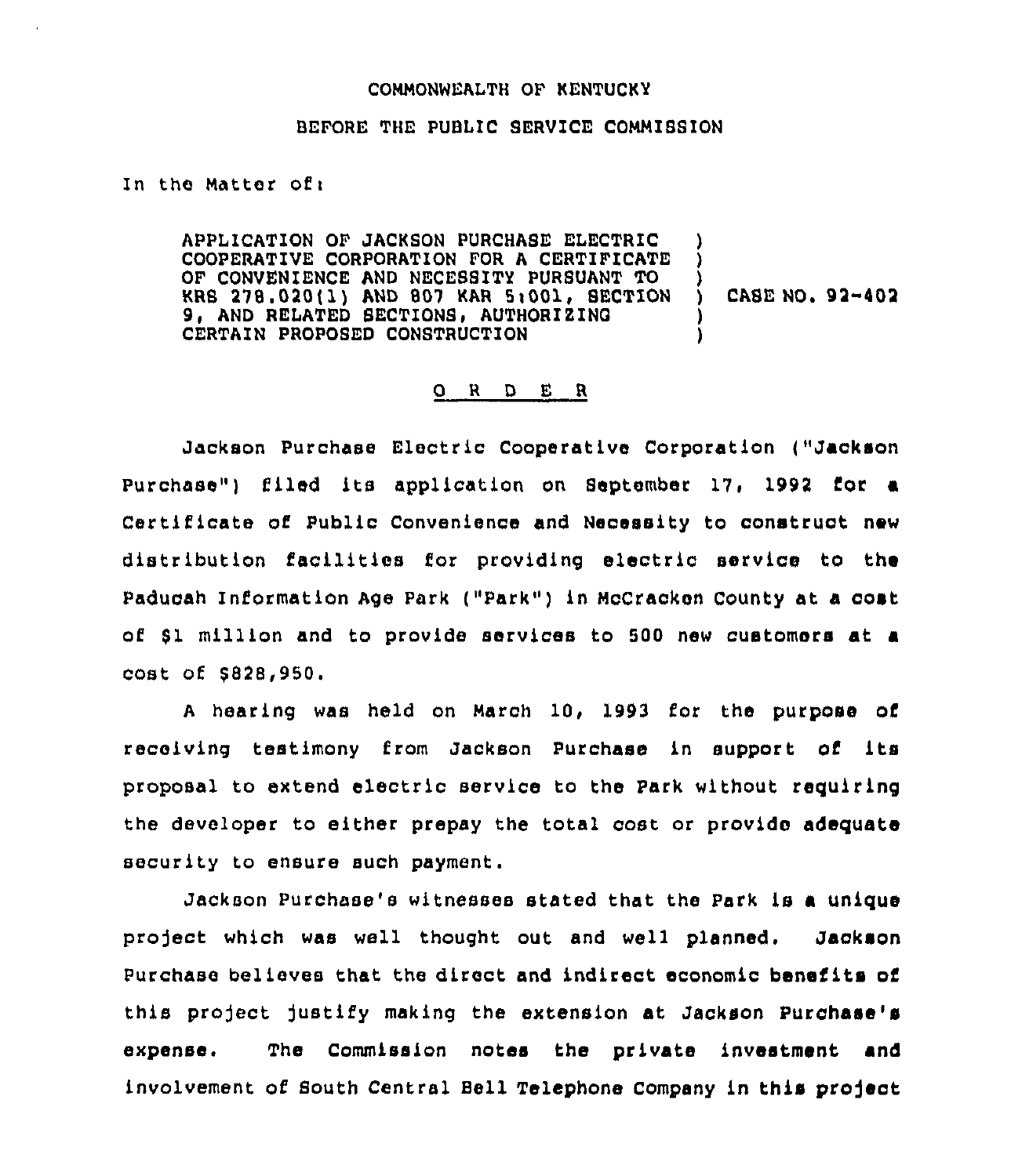COMMONWEALTH OF KENTUCKY

BEFORE THE PUBLIC SERVICE COMMISSION

In the Matter of:

| | | |
|---|---|---|
| APPLICATION OF JACKSON PURCHASE ELECTRIC COOPERATIVE CORPORATION FOR A CERTIFICATE OF CONVENIENCE AND NECESSITY PURSUANT TO KRS 278.020(1) AND 807 KAR 5:001, SECTION 9, AND RELATED SECTIONS, AUTHORIZING CERTAIN PROPOSED CONSTRUCTION | ) | CASE NO. 92-402 |

## O R D E R

Jackson Purchase Electric Cooperative Corporation ("Jackson Purchase") filed its application on September 17, 1992 for a Certificate of Public Convenience and Necessity to construct new distribution facilities for providing electric service to the Paducah Information Age Park ("Park") in McCracken County at a cost of $1 million and to provide services to 500 new customers at a cost of $828,950.

A hearing was held on March 10, 1993 for the purpose of receiving testimony from Jackson Purchase in support of its proposal to extend electric service to the Park without requiring the developer to either prepay the total cost or provide adequate security to ensure such payment.

Jackson Purchase's witnesses stated that the Park is a unique project which was well thought out and well planned. Jackson Purchase believes that the direct and indirect economic benefits of this project justify making the extension at Jackson Purchase's expense. The Commission notes the private investment and involvement of South Central Bell Telephone Company in this project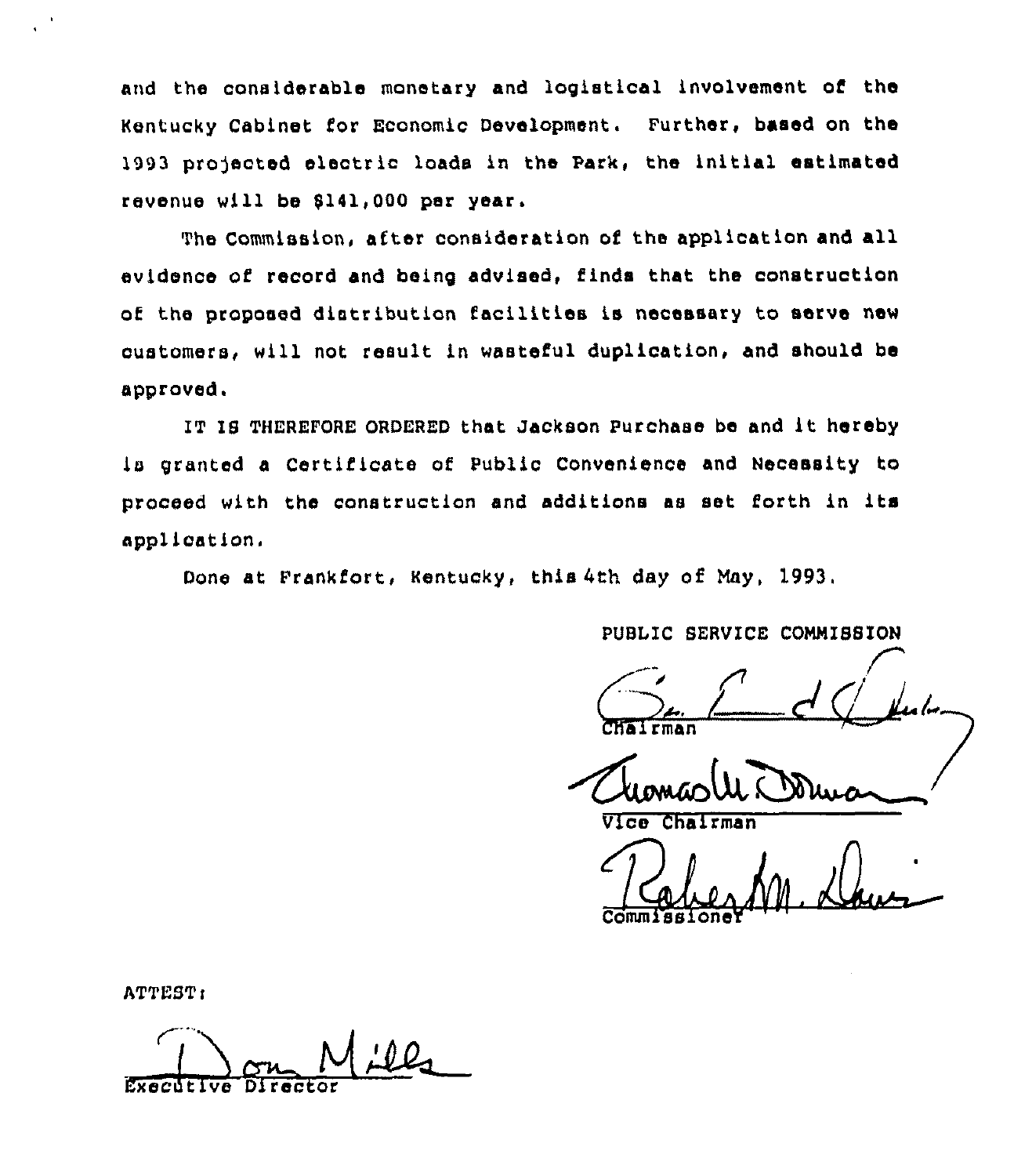and the considerable monetary and logistical involvement of the Kentucky Cabinet for Economic Development. Further, based on the 1993 projected electric loads in the Park, the initial estimated revenue will be $141,000 per year.

The Commission, after consideration of the application and all evidence of record and being advised, finds that the construction of the proposed distribution facilities is necessary to serve new customers, will not result in wasteful duplication, and should be approved.

IT IS THEREFORE ORDERED that Jackson Purchase be and it hereby is granted a Certificate of Public Convenience and Necessity to proceed with the construction and additions as set forth in its application.

Done at Frankfort, Kentucky, this 4th day of May, 1993.

PUBLIC SERVICE COMMISSION

Chairman

Vice Chairman

Commissioner

ATTEST:

Executive Director